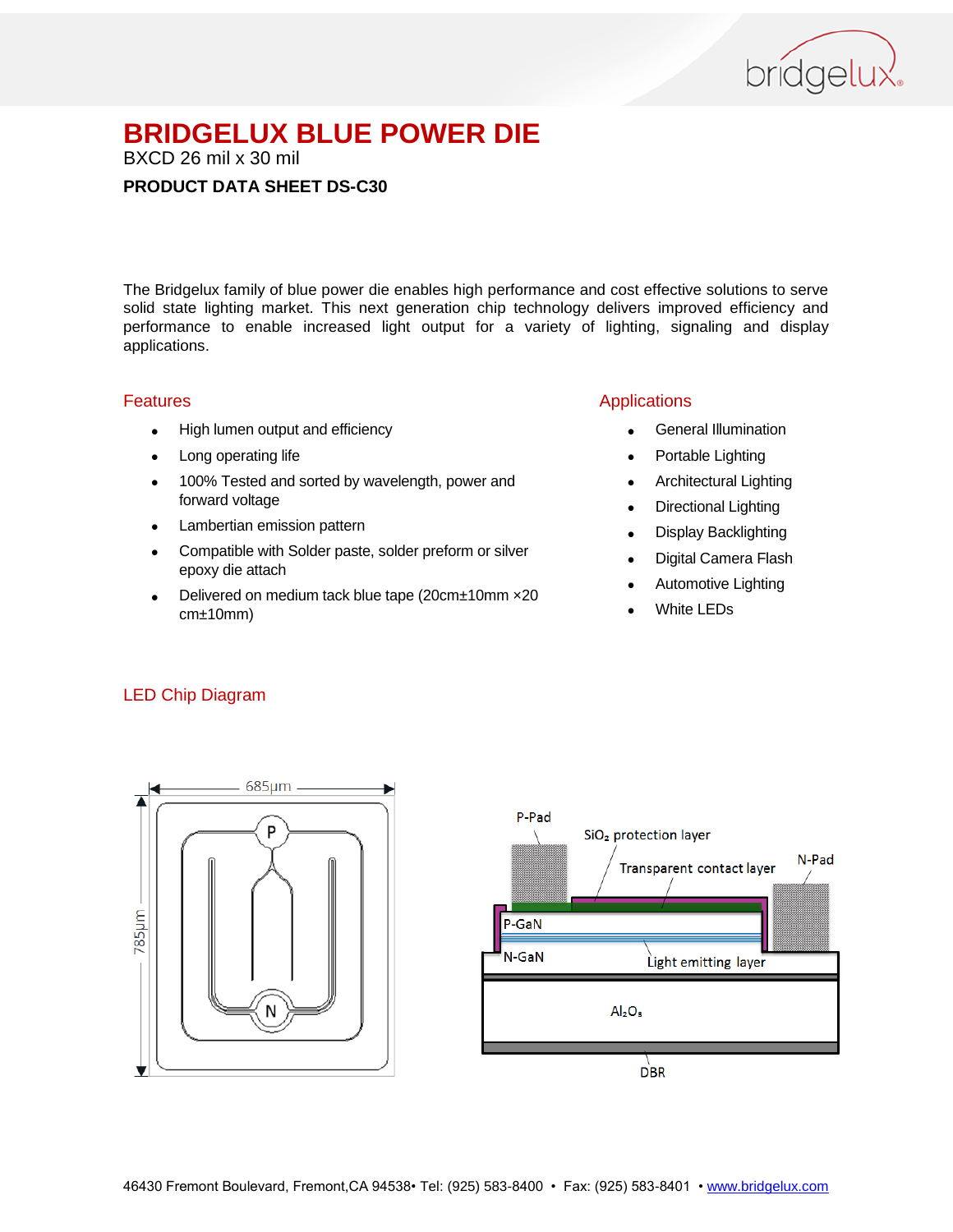# BRIDGELUX BLUE POWER DIE

BXCD 26 mil x 30 mil

**PRODUCT DATA SHEET DS-C30**

The Bridgelux family of blue power die enables high performance and cost effective solutions to serve solid state lighting market. This next generation chip technology delivers improved efficiency and performance to enable increased light output for a variety of lighting, signaling and display applications.

## Features

- High lumen output and efficiency
- Long operating life
- 100% Tested and sorted by wavelength, power and forward voltage
- Lambertian emission pattern
- Compatible with Solder paste, solder preform or silver epoxy die attach
- Delivered on medium tack blue tape (20cm±10mm ×20 cm±10mm)

## Applications

- General Illumination
- Portable Lighting
- Architectural Lighting
- Directional Lighting
- Display Backlighting
- Digital Camera Flash
- Automotive Lighting
- White LEDs

## LED Chip Diagram

685μm

785μm

P

N

P-Pad

$SiO_2$ protection layer

Transparent contact layer

N-Pad

P-GaN

N-GaN

Light emitting layer

$Al_2O_3$

DBR

46430 Fremont Boulevard, Fremont,CA 94538• Tel: (925) 583-8400 • Fax: (925) 583-8401 • www.bridgelux.com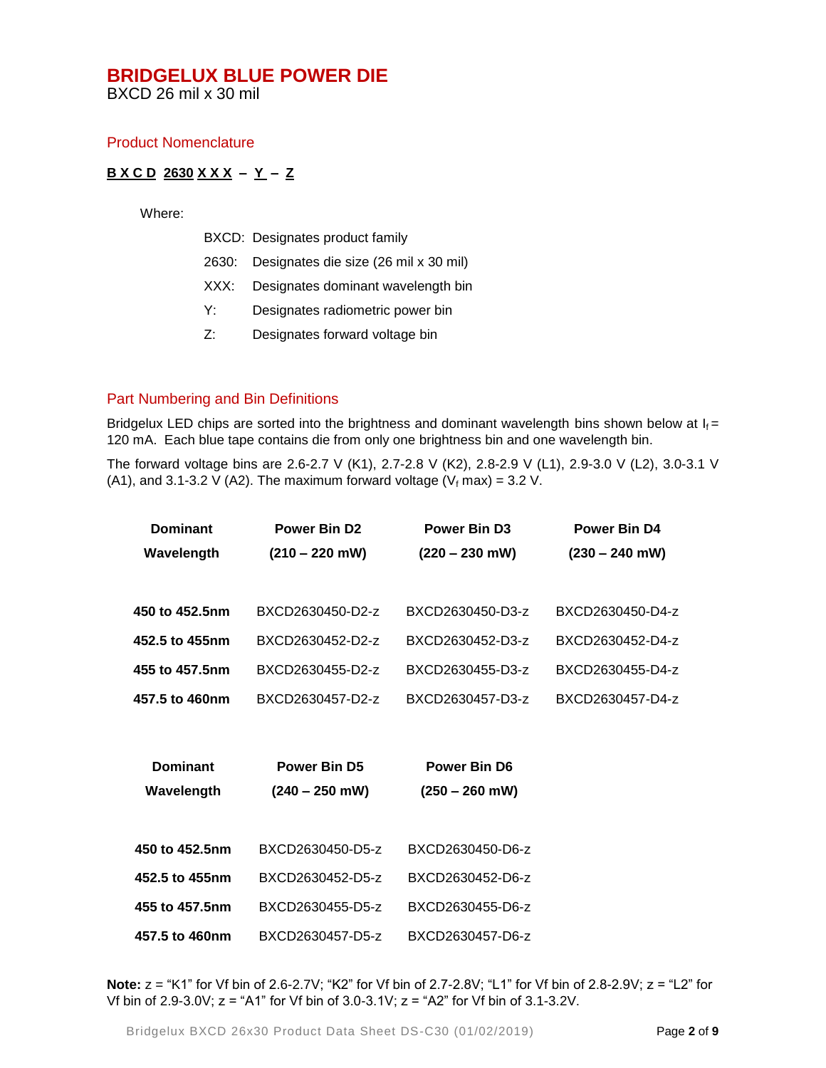# BRIDGELUX BLUE POWER DIE

BXCD 26 mil x 30 mil

## Product Nomenclature

**<u>B X C D</u> <u>2630</u> <u>X X X</u> – <u>Y</u> – <u>Z</u>**

Where:

- BXCD: Designates product family
- 2630: Designates die size (26 mil x 30 mil)
- XXX: Designates dominant wavelength bin
- Y: Designates radiometric power bin
- Z: Designates forward voltage bin

## Part Numbering and Bin Definitions

Bridgelux LED chips are sorted into the brightness and dominant wavelength bins shown below at $I_f$ = 120 mA. Each blue tape contains die from only one brightness bin and one wavelength bin.

The forward voltage bins are 2.6-2.7 V (K1), 2.7-2.8 V (K2), 2.8-2.9 V (L1), 2.9-3.0 V (L2), 3.0-3.1 V (A1), and 3.1-3.2 V (A2). The maximum forward voltage ($V_f$ max) = 3.2 V.

| Dominant Wavelength | Power Bin D2 (210 – 220 mW) | Power Bin D3 (220 – 230 mW) | Power Bin D4 (230 – 240 mW) |
|---|---|---|---|
| **450 to 452.5nm** | BXCD2630450-D2-z | BXCD2630450-D3-z | BXCD2630450-D4-z |
| **452.5 to 455nm** | BXCD2630452-D2-z | BXCD2630452-D3-z | BXCD2630452-D4-z |
| **455 to 457.5nm** | BXCD2630455-D2-z | BXCD2630455-D3-z | BXCD2630455-D4-z |
| **457.5 to 460nm** | BXCD2630457-D2-z | BXCD2630457-D3-z | BXCD2630457-D4-z |

| Dominant Wavelength | Power Bin D5 (240 – 250 mW) | Power Bin D6 (250 – 260 mW) |
|---|---|---|
| **450 to 452.5nm** | BXCD2630450-D5-z | BXCD2630450-D6-z |
| **452.5 to 455nm** | BXCD2630452-D5-z | BXCD2630452-D6-z |
| **455 to 457.5nm** | BXCD2630455-D5-z | BXCD2630455-D6-z |
| **457.5 to 460nm** | BXCD2630457-D5-z | BXCD2630457-D6-z |

**Note:** z = "K1" for Vf bin of 2.6-2.7V; "K2" for Vf bin of 2.7-2.8V; "L1" for Vf bin of 2.8-2.9V; z = "L2" for Vf bin of 2.9-3.0V; z = "A1" for Vf bin of 3.0-3.1V; z = "A2" for Vf bin of 3.1-3.2V.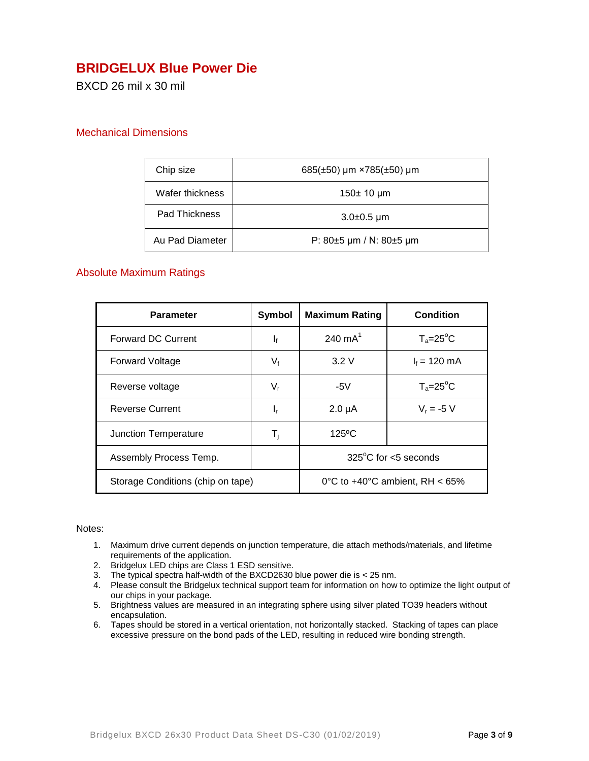# BRIDGELUX Blue Power Die

BXCD 26 mil x 30 mil

## Mechanical Dimensions

| Chip size | 685(±50) µm ×785(±50) µm |
|---|---|
| Wafer thickness | 150± 10 µm |
| Pad Thickness | 3.0±0.5 µm |
| Au Pad Diameter | P: 80±5 µm / N: 80±5 µm |

## Absolute Maximum Ratings

| Parameter | Symbol | Maximum Rating | Condition |
|---|---|---|---|
| Forward DC Current | $I_f$ | 240 mA[1] | $T_a$=25°C |
| Forward Voltage | $V_f$ | 3.2 V | $I_f$ = 120 mA |
| Reverse voltage | $V_r$ | -5V | $T_a$=25°C |
| Reverse Current | $I_r$ | 2.0 µA | $V_r$ = -5 V |
| Junction Temperature | $T_j$ | 125ºC | |
| Assembly Process Temp. | | 325°C for <5 seconds | |
| Storage Conditions (chip on tape) | | 0°C to +40°C ambient, RH < 65% | |

Notes:

1. Maximum drive current depends on junction temperature, die attach methods/materials, and lifetime requirements of the application.
2. Bridgelux LED chips are Class 1 ESD sensitive.
3. The typical spectra half-width of the BXCD2630 blue power die is < 25 nm.
4. Please consult the Bridgelux technical support team for information on how to optimize the light output of our chips in your package.
5. Brightness values are measured in an integrating sphere using silver plated TO39 headers without encapsulation.
6. Tapes should be stored in a vertical orientation, not horizontally stacked. Stacking of tapes can place excessive pressure on the bond pads of the LED, resulting in reduced wire bonding strength.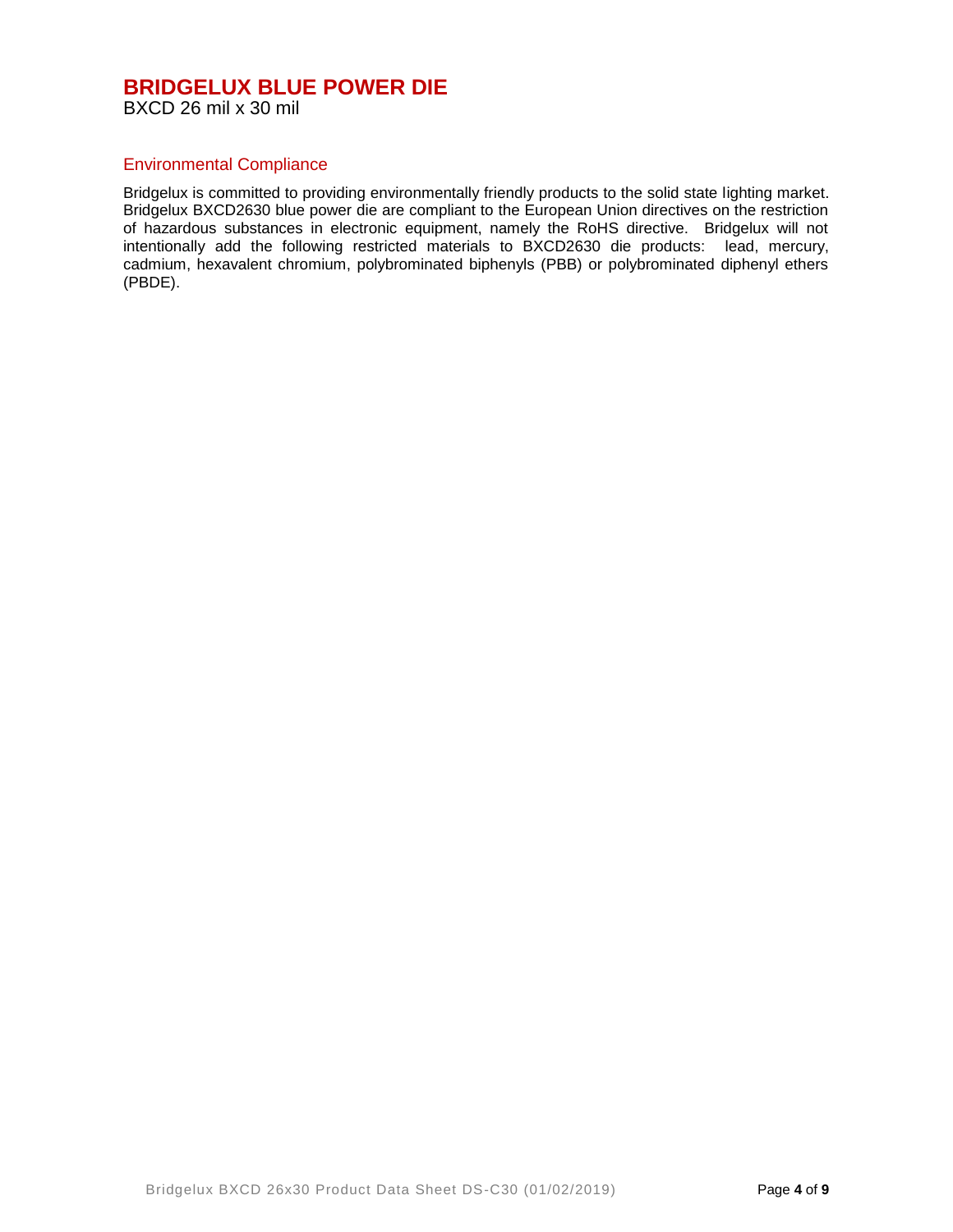# BRIDGELUX BLUE POWER DIE

BXCD 26 mil x 30 mil

## Environmental Compliance

Bridgelux is committed to providing environmentally friendly products to the solid state lighting market. Bridgelux BXCD2630 blue power die are compliant to the European Union directives on the restriction of hazardous substances in electronic equipment, namely the RoHS directive. Bridgelux will not intentionally add the following restricted materials to BXCD2630 die products: lead, mercury, cadmium, hexavalent chromium, polybrominated biphenyls (PBB) or polybrominated diphenyl ethers (PBDE).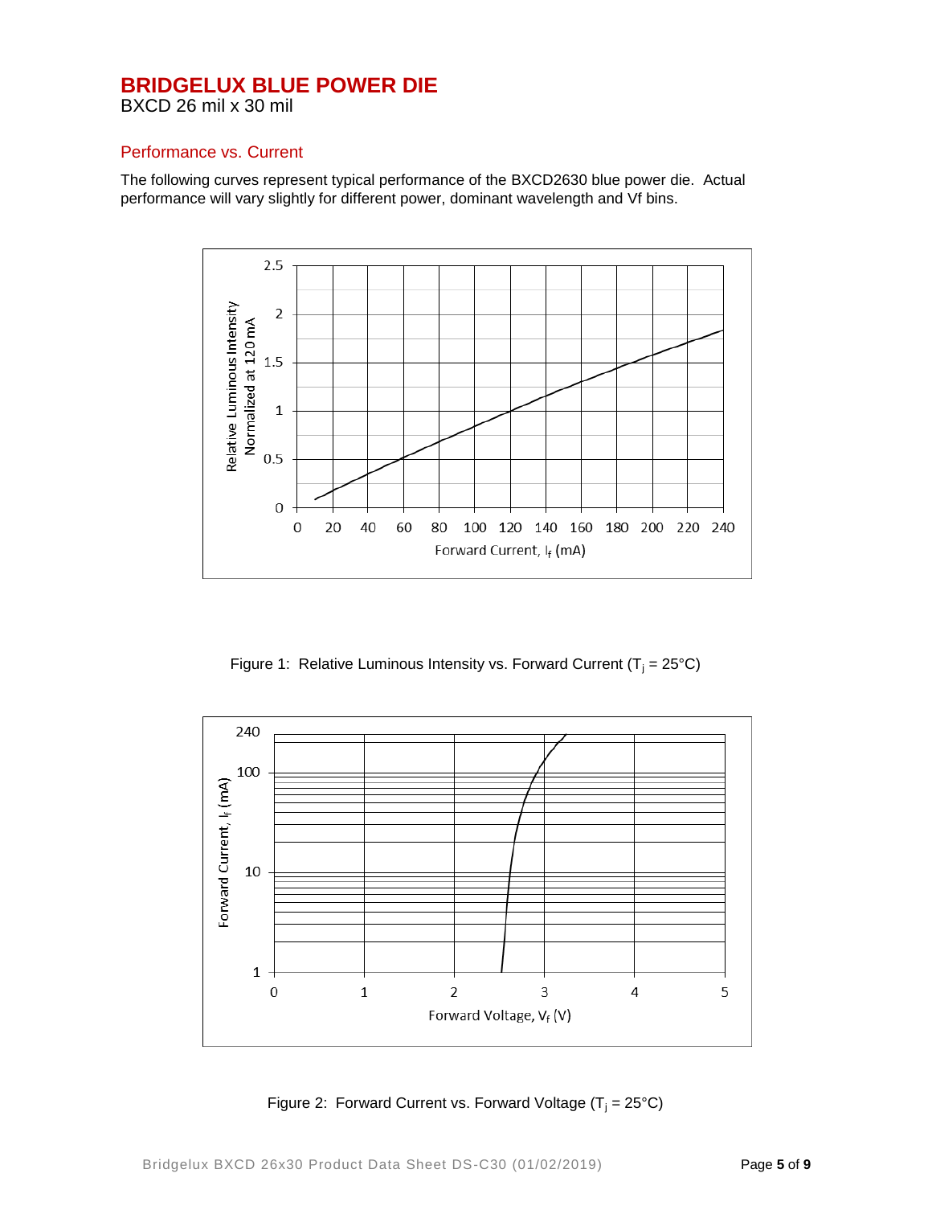# BRIDGELUX BLUE POWER DIE

BXCD 26 mil x 30 mil

## Performance vs. Current

The following curves represent typical performance of the BXCD2630 blue power die. Actual performance will vary slightly for different power, dominant wavelength and Vf bins.

Figure 1: Relative Luminous Intensity vs. Forward Current ($T_j$ = 25°C)

Figure 2: Forward Current vs. Forward Voltage ($T_j$ = 25°C)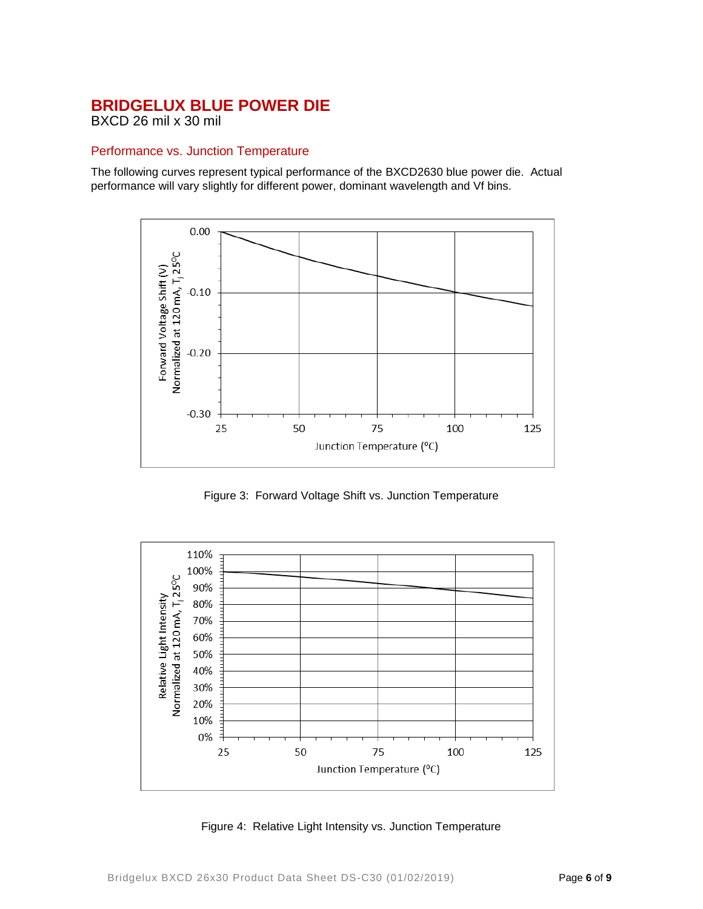# BRIDGELUX BLUE POWER DIE

BXCD 26 mil x 30 mil

## Performance vs. Junction Temperature

The following curves represent typical performance of the BXCD2630 blue power die. Actual performance will vary slightly for different power, dominant wavelength and Vf bins.

Figure 3: Forward Voltage Shift vs. Junction Temperature

Figure 4: Relative Light Intensity vs. Junction Temperature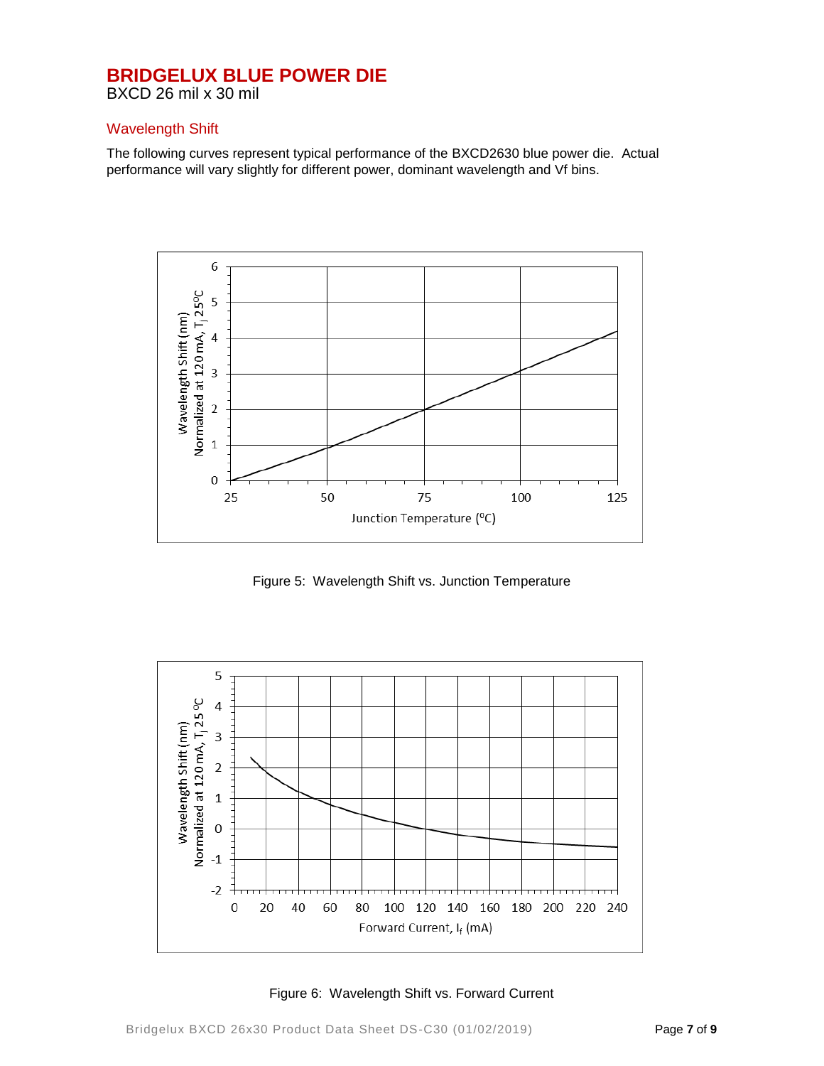# BRIDGELUX BLUE POWER DIE

BXCD 26 mil x 30 mil

## Wavelength Shift

The following curves represent typical performance of the BXCD2630 blue power die. Actual performance will vary slightly for different power, dominant wavelength and Vf bins.

Figure 5: Wavelength Shift vs. Junction Temperature

Figure 6: Wavelength Shift vs. Forward Current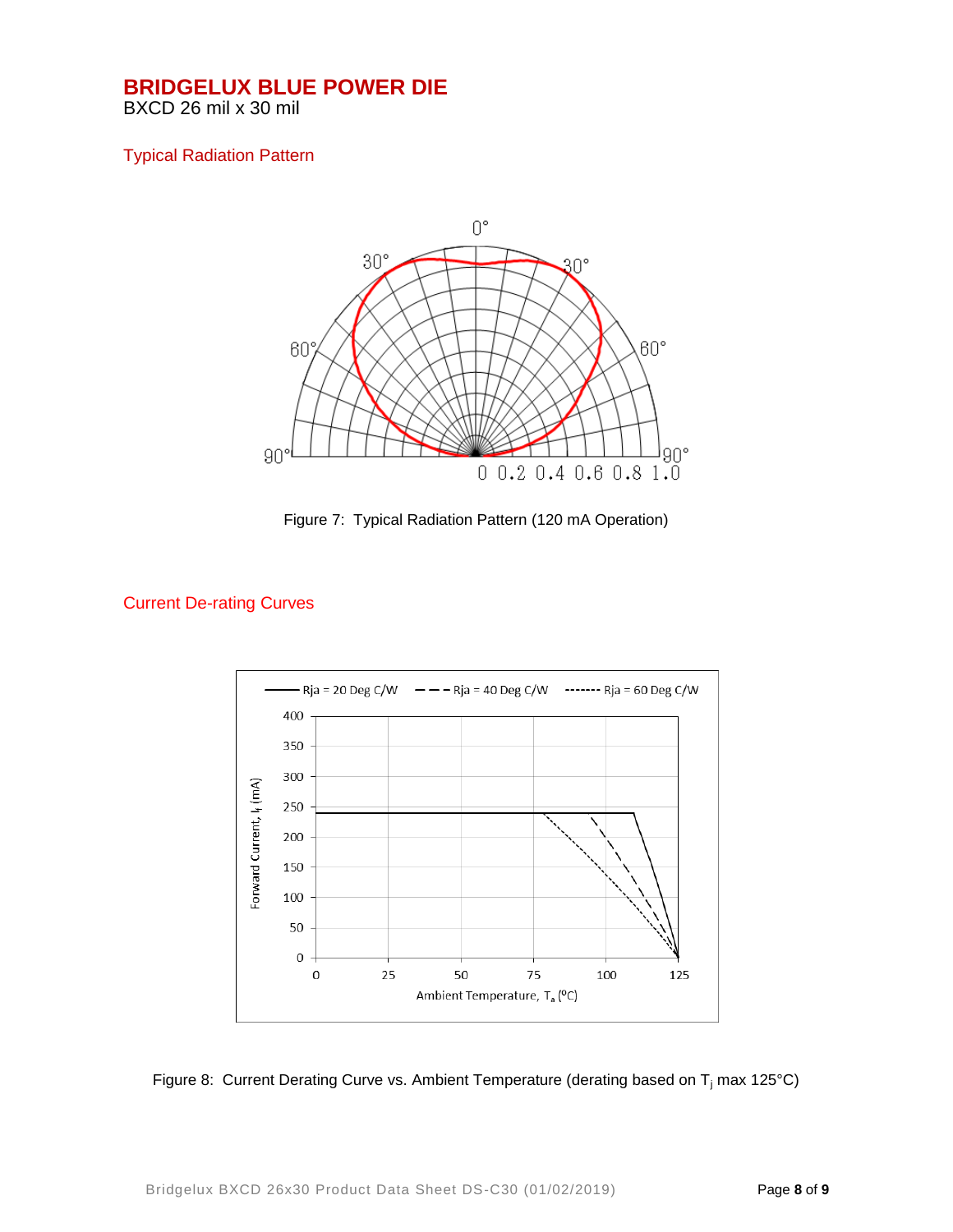# BRIDGELUX BLUE POWER DIE

BXCD 26 mil x 30 mil

## Typical Radiation Pattern

Figure 7: Typical Radiation Pattern (120 mA Operation)

## Current De-rating Curves

Figure 8: Current Derating Curve vs. Ambient Temperature (derating based on $T_j$ max 125°C)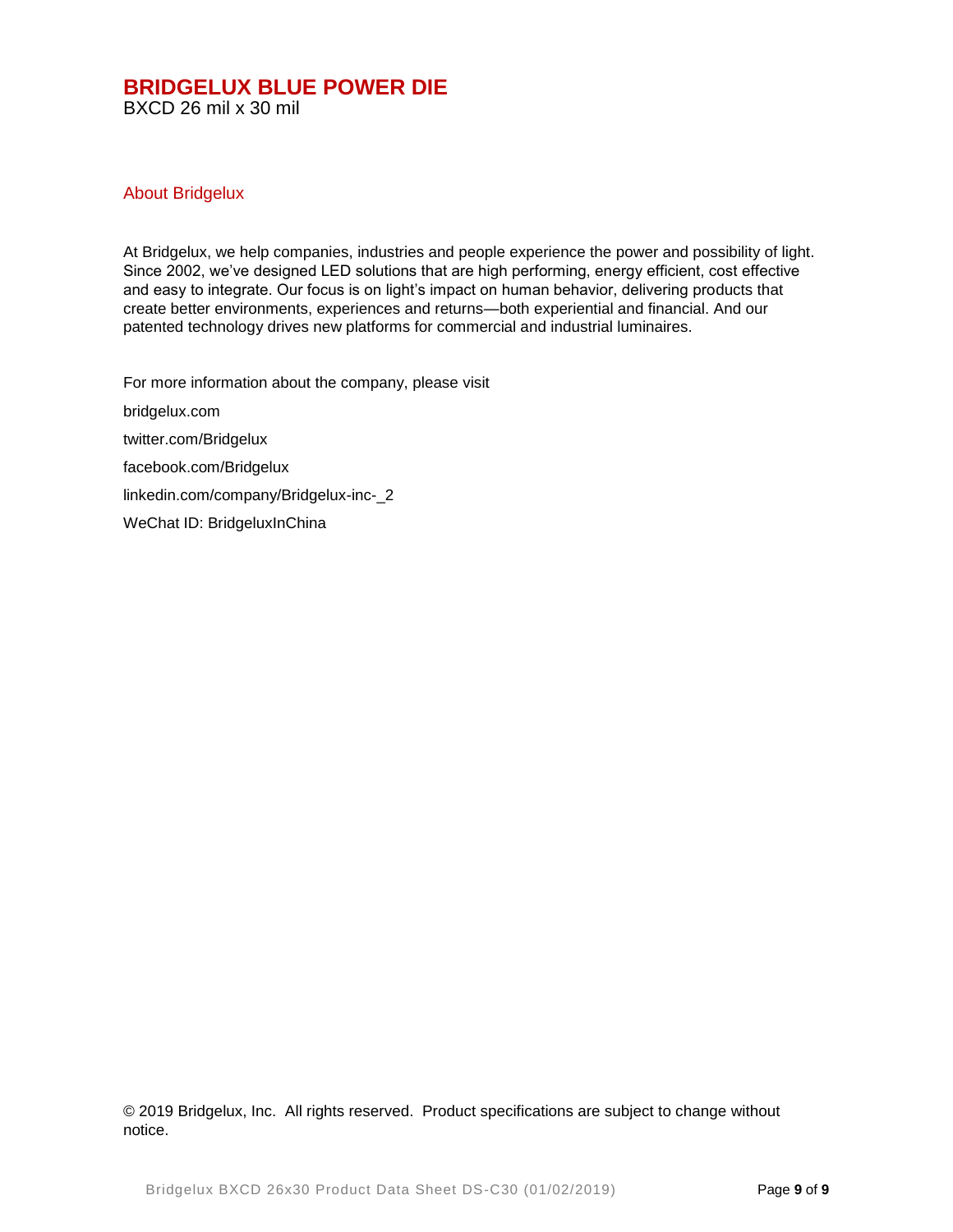## About Bridgelux

At Bridgelux, we help companies, industries and people experience the power and possibility of light. Since 2002, we've designed LED solutions that are high performing, energy efficient, cost effective and easy to integrate. Our focus is on light's impact on human behavior, delivering products that create better environments, experiences and returns—both experiential and financial. And our patented technology drives new platforms for commercial and industrial luminaires.

For more information about the company, please visit

bridgelux.com

twitter.com/Bridgelux

facebook.com/Bridgelux

linkedin.com/company/Bridgelux-inc-_2

WeChat ID: BridgeluxInChina

© 2019 Bridgelux, Inc. All rights reserved. Product specifications are subject to change without notice.